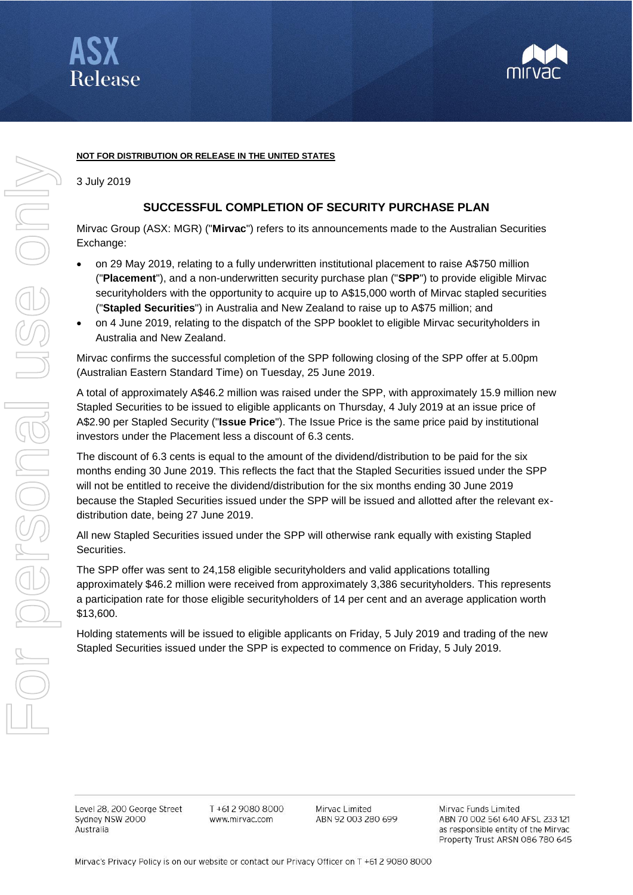**NOT FOR DISTRIBUTION OR RELEASE IN THE UNITED STATES**

3 July 2019

# SUCCESSFUL COMPLETION OF SECURITY PURCHASE PLAN

Mirvac Group (ASX: MGR) ("**Mirvac**") refers to its announcements made to the Australian Securities Exchange:

- on 29 May 2019, relating to a fully underwritten institutional placement to raise A$750 million ("**Placement**"), and a non-underwritten security purchase plan ("**SPP**") to provide eligible Mirvac securityholders with the opportunity to acquire up to A$15,000 worth of Mirvac stapled securities ("**Stapled Securities**") in Australia and New Zealand to raise up to A$75 million; and
- on 4 June 2019, relating to the dispatch of the SPP booklet to eligible Mirvac securityholders in Australia and New Zealand.

Mirvac confirms the successful completion of the SPP following closing of the SPP offer at 5.00pm (Australian Eastern Standard Time) on Tuesday, 25 June 2019.

A total of approximately A$46.2 million was raised under the SPP, with approximately 15.9 million new Stapled Securities to be issued to eligible applicants on Thursday, 4 July 2019 at an issue price of A$2.90 per Stapled Security ("**Issue Price**"). The Issue Price is the same price paid by institutional investors under the Placement less a discount of 6.3 cents.

The discount of 6.3 cents is equal to the amount of the dividend/distribution to be paid for the six months ending 30 June 2019. This reflects the fact that the Stapled Securities issued under the SPP will not be entitled to receive the dividend/distribution for the six months ending 30 June 2019 because the Stapled Securities issued under the SPP will be issued and allotted after the relevant ex-distribution date, being 27 June 2019.

All new Stapled Securities issued under the SPP will otherwise rank equally with existing Stapled Securities.

The SPP offer was sent to 24,158 eligible securityholders and valid applications totalling approximately $46.2 million were received from approximately 3,386 securityholders. This represents a participation rate for those eligible securityholders of 14 per cent and an average application worth $13,600.

Holding statements will be issued to eligible applicants on Friday, 5 July 2019 and trading of the new Stapled Securities issued under the SPP is expected to commence on Friday, 5 July 2019.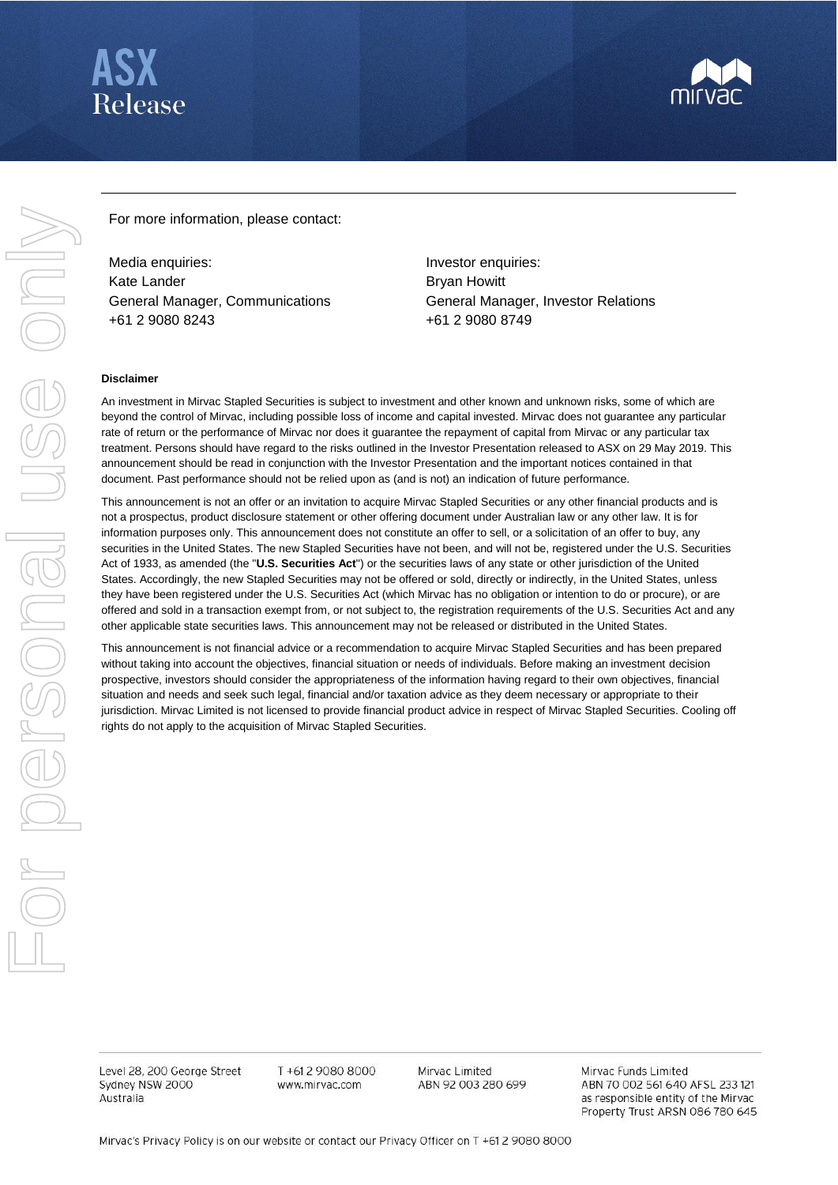For more information, please contact:

Media enquiries:
Kate Lander
General Manager, Communications
+61 2 9080 8243

Investor enquiries:
Bryan Howitt
General Manager, Investor Relations
+61 2 9080 8749

**Disclaimer**

An investment in Mirvac Stapled Securities is subject to investment and other known and unknown risks, some of which are beyond the control of Mirvac, including possible loss of income and capital invested. Mirvac does not guarantee any particular rate of return or the performance of Mirvac nor does it guarantee the repayment of capital from Mirvac or any particular tax treatment. Persons should have regard to the risks outlined in the Investor Presentation released to ASX on 29 May 2019. This announcement should be read in conjunction with the Investor Presentation and the important notices contained in that document. Past performance should not be relied upon as (and is not) an indication of future performance.

This announcement is not an offer or an invitation to acquire Mirvac Stapled Securities or any other financial products and is not a prospectus, product disclosure statement or other offering document under Australian law or any other law. It is for information purposes only. This announcement does not constitute an offer to sell, or a solicitation of an offer to buy, any securities in the United States. The new Stapled Securities have not been, and will not be, registered under the U.S. Securities Act of 1933, as amended (the "**U.S. Securities Act**") or the securities laws of any state or other jurisdiction of the United States. Accordingly, the new Stapled Securities may not be offered or sold, directly or indirectly, in the United States, unless they have been registered under the U.S. Securities Act (which Mirvac has no obligation or intention to do or procure), or are offered and sold in a transaction exempt from, or not subject to, the registration requirements of the U.S. Securities Act and any other applicable state securities laws. This announcement may not be released or distributed in the United States.

This announcement is not financial advice or a recommendation to acquire Mirvac Stapled Securities and has been prepared without taking into account the objectives, financial situation or needs of individuals. Before making an investment decision prospective, investors should consider the appropriateness of the information having regard to their own objectives, financial situation and needs and seek such legal, financial and/or taxation advice as they deem necessary or appropriate to their jurisdiction. Mirvac Limited is not licensed to provide financial product advice in respect of Mirvac Stapled Securities. Cooling off rights do not apply to the acquisition of Mirvac Stapled Securities.